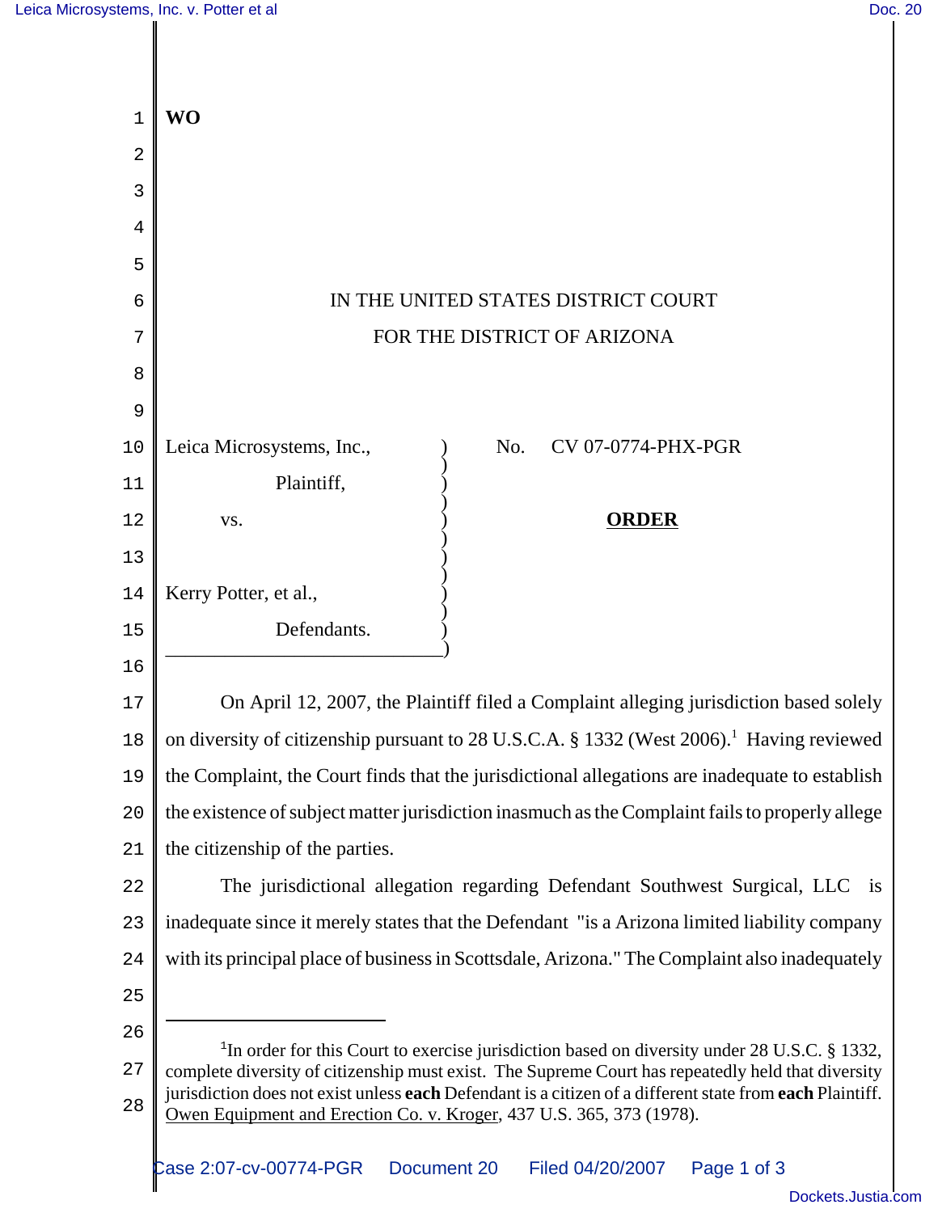**WO**

IN THE UNITED STATES DISTRICT COURT
FOR THE DISTRICT OF ARIZONA

Leica Microsystems, Inc.,
Plaintiff,

vs.

Kerry Potter, et al.,
Defendants.

No. CV 07-0774-PHX-PGR

**ORDER**

On April 12, 2007, the Plaintiff filed a Complaint alleging jurisdiction based solely on diversity of citizenship pursuant to 28 U.S.C.A. § 1332 (West 2006).[1] Having reviewed the Complaint, the Court finds that the jurisdictional allegations are inadequate to establish the existence of subject matter jurisdiction inasmuch as the Complaint fails to properly allege the citizenship of the parties.

The jurisdictional allegation regarding Defendant Southwest Surgical, LLC is inadequate since it merely states that the Defendant "is a Arizona limited liability company with its principal place of business in Scottsdale, Arizona." The Complaint also inadequately

---

[1] In order for this Court to exercise jurisdiction based on diversity under 28 U.S.C. § 1332, complete diversity of citizenship must exist. The Supreme Court has repeatedly held that diversity jurisdiction does not exist unless **each** Defendant is a citizen of a different state from **each** Plaintiff. Owen Equipment and Erection Co. v. Kroger, 437 U.S. 365, 373 (1978).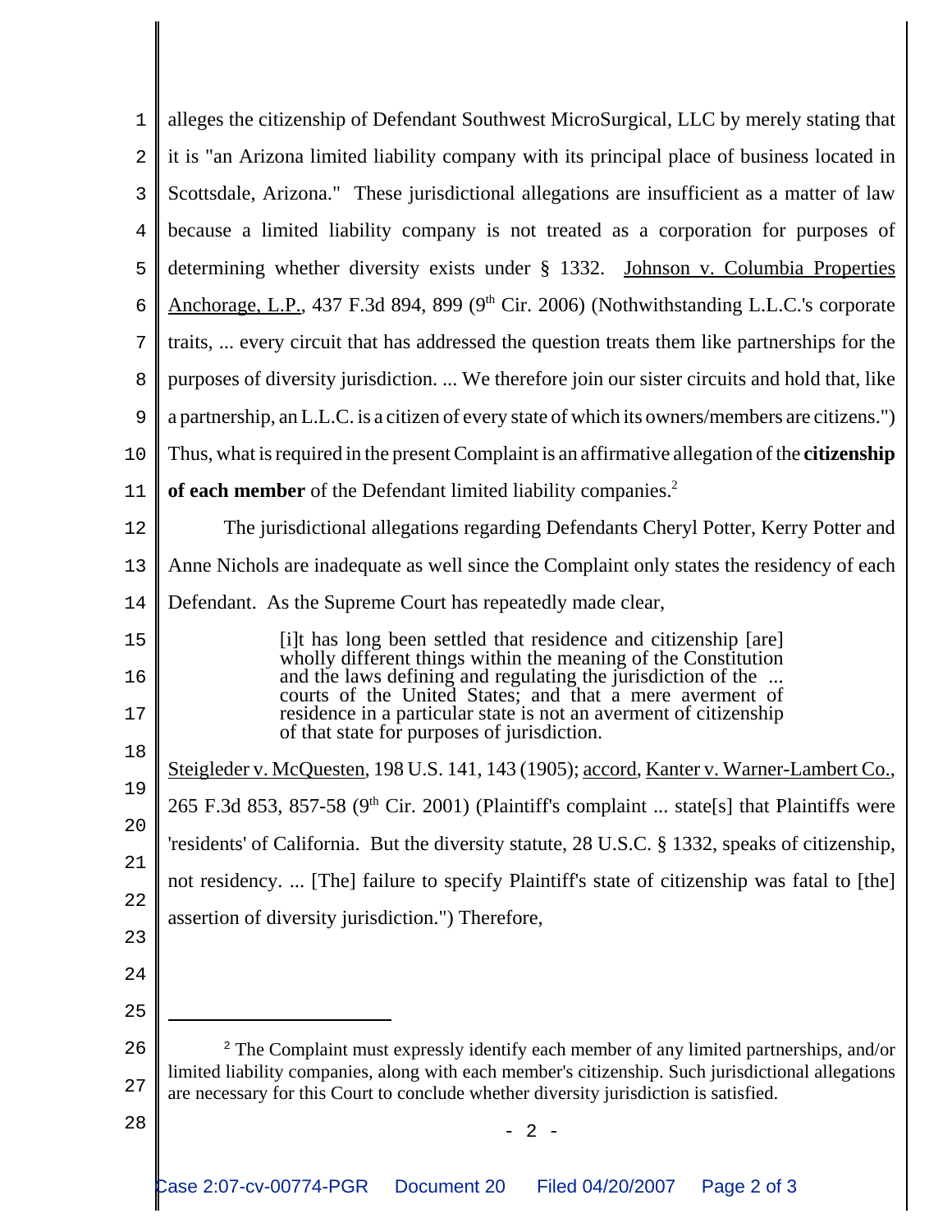alleges the citizenship of Defendant Southwest MicroSurgical, LLC by merely stating that it is "an Arizona limited liability company with its principal place of business located in Scottsdale, Arizona." These jurisdictional allegations are insufficient as a matter of law because a limited liability company is not treated as a corporation for purposes of determining whether diversity exists under § 1332. Johnson v. Columbia Properties Anchorage, L.P., 437 F.3d 894, 899 (9th Cir. 2006) (Nothwithstanding L.L.C.'s corporate traits, ... every circuit that has addressed the question treats them like partnerships for the purposes of diversity jurisdiction. ... We therefore join our sister circuits and hold that, like a partnership, an L.L.C. is a citizen of every state of which its owners/members are citizens.") Thus, what is required in the present Complaint is an affirmative allegation of the **citizenship of each member** of the Defendant limited liability companies.[2]

The jurisdictional allegations regarding Defendants Cheryl Potter, Kerry Potter and Anne Nichols are inadequate as well since the Complaint only states the residency of each Defendant. As the Supreme Court has repeatedly made clear,

> [i]t has long been settled that residence and citizenship [are] wholly different things within the meaning of the Constitution and the laws defining and regulating the jurisdiction of the ... courts of the United States; and that a mere averment of residence in a particular state is not an averment of citizenship of that state for purposes of jurisdiction.

Steigleder v. McQuesten, 198 U.S. 141, 143 (1905); accord, Kanter v. Warner-Lambert Co., 265 F.3d 853, 857-58 (9th Cir. 2001) (Plaintiff's complaint ... state[s] that Plaintiffs were 'residents' of California. But the diversity statute, 28 U.S.C. § 1332, speaks of citizenship, not residency. ... [The] failure to specify Plaintiff's state of citizenship was fatal to [the] assertion of diversity jurisdiction.") Therefore,

---

[2] The Complaint must expressly identify each member of any limited partnerships, and/or limited liability companies, along with each member's citizenship. Such jurisdictional allegations are necessary for this Court to conclude whether diversity jurisdiction is satisfied.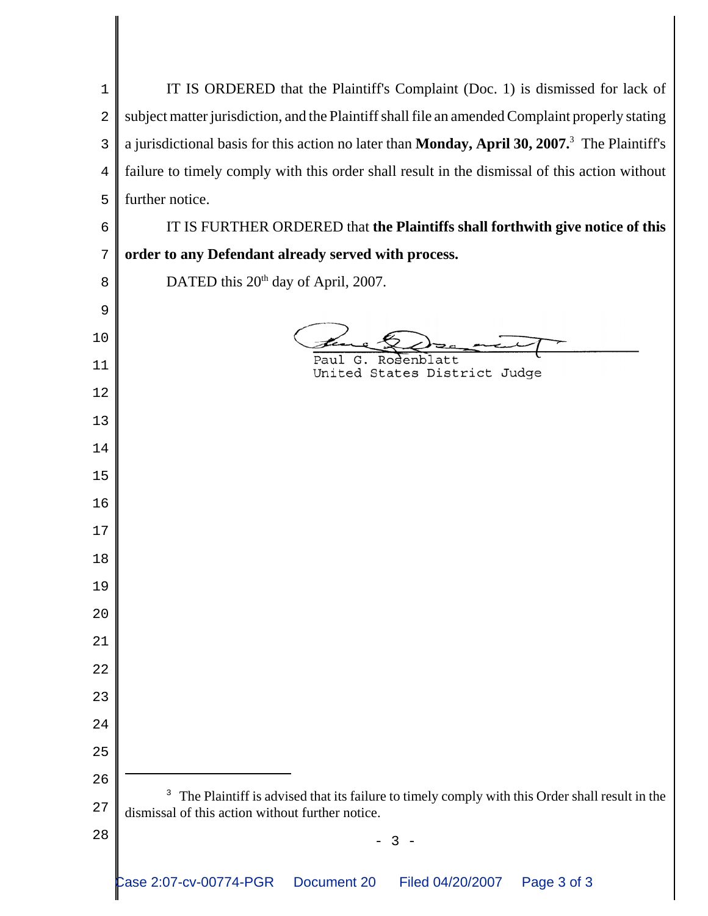IT IS ORDERED that the Plaintiff's Complaint (Doc. 1) is dismissed for lack of subject matter jurisdiction, and the Plaintiff shall file an amended Complaint properly stating a jurisdictional basis for this action no later than **Monday, April 30, 2007.**[3] The Plaintiff's failure to timely comply with this order shall result in the dismissal of this action without further notice.

IT IS FURTHER ORDERED that **the Plaintiffs shall forthwith give notice of this order to any Defendant already served with process.**

DATED this 20th day of April, 2007.

Paul G. Rosenblatt
United States District Judge

---

[3] The Plaintiff is advised that its failure to timely comply with this Order shall result in the dismissal of this action without further notice.